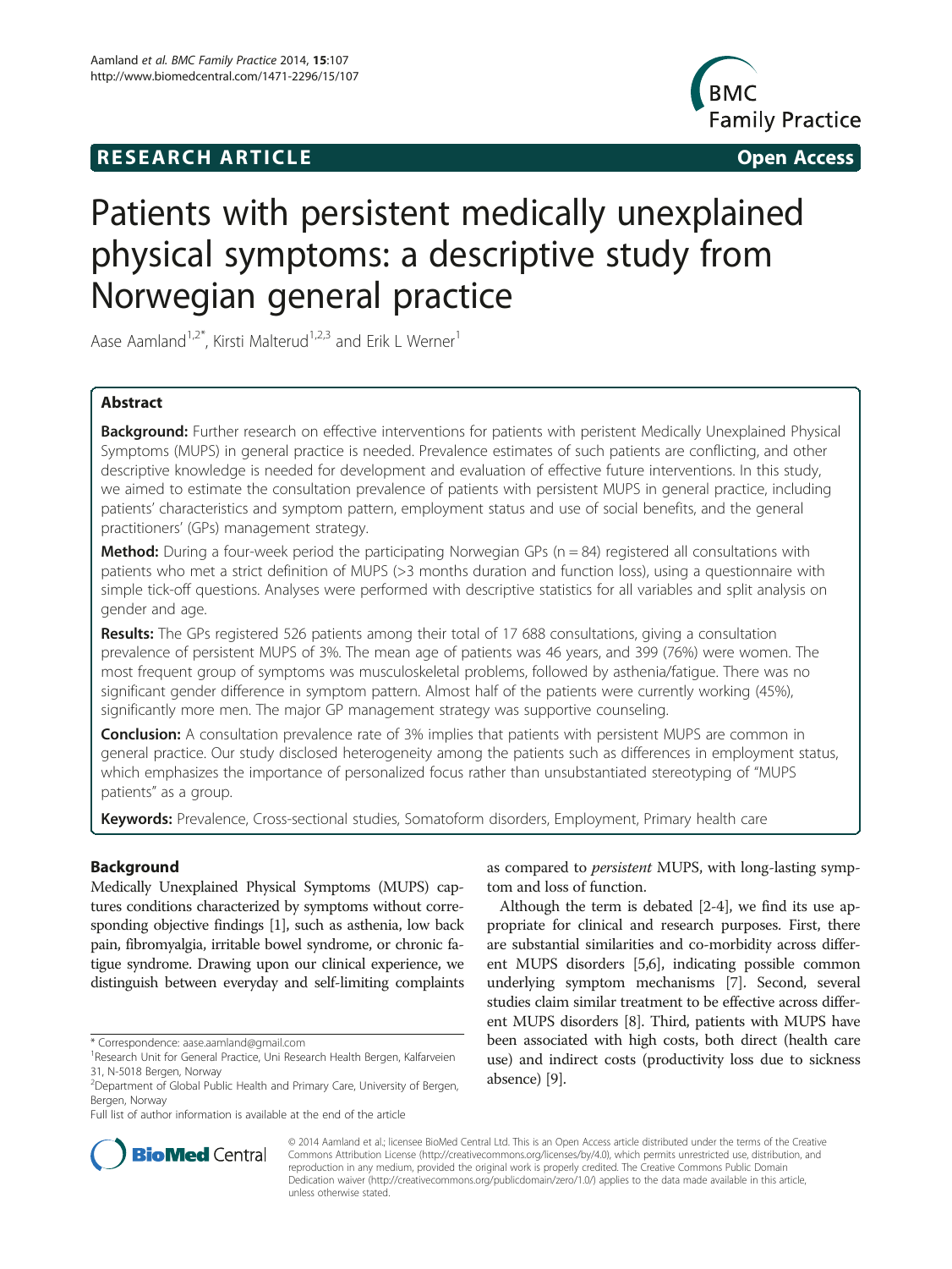RESEARCH ARTICLE Open Access

# Patients with persistent medically unexplained physical symptoms: a descriptive study from Norwegian general practice

Aase Aamland[1,2*], Kirsti Malterud[1,2,3] and Erik L Werner[1]

## Abstract

**Background:** Further research on effective interventions for patients with peristent Medically Unexplained Physical Symptoms (MUPS) in general practice is needed. Prevalence estimates of such patients are conflicting, and other descriptive knowledge is needed for development and evaluation of effective future interventions. In this study, we aimed to estimate the consultation prevalence of patients with persistent MUPS in general practice, including patients' characteristics and symptom pattern, employment status and use of social benefits, and the general practitioners' (GPs) management strategy.

**Method:** During a four-week period the participating Norwegian GPs (n = 84) registered all consultations with patients who met a strict definition of MUPS (>3 months duration and function loss), using a questionnaire with simple tick-off questions. Analyses were performed with descriptive statistics for all variables and split analysis on gender and age.

**Results:** The GPs registered 526 patients among their total of 17 688 consultations, giving a consultation prevalence of persistent MUPS of 3%. The mean age of patients was 46 years, and 399 (76%) were women. The most frequent group of symptoms was musculoskeletal problems, followed by asthenia/fatigue. There was no significant gender difference in symptom pattern. Almost half of the patients were currently working (45%), significantly more men. The major GP management strategy was supportive counseling.

**Conclusion:** A consultation prevalence rate of 3% implies that patients with persistent MUPS are common in general practice. Our study disclosed heterogeneity among the patients such as differences in employment status, which emphasizes the importance of personalized focus rather than unsubstantiated stereotyping of "MUPS patients" as a group.

**Keywords:** Prevalence, Cross-sectional studies, Somatoform disorders, Employment, Primary health care

## Background

Medically Unexplained Physical Symptoms (MUPS) captures conditions characterized by symptoms without corresponding objective findings [1], such as asthenia, low back pain, fibromyalgia, irritable bowel syndrome, or chronic fatigue syndrome. Drawing upon our clinical experience, we distinguish between everyday and self-limiting complaints as compared to *persistent* MUPS, with long-lasting symptom and loss of function.

Although the term is debated [2-4], we find its use appropriate for clinical and research purposes. First, there are substantial similarities and co-morbidity across different MUPS disorders [5,6], indicating possible common underlying symptom mechanisms [7]. Second, several studies claim similar treatment to be effective across different MUPS disorders [8]. Third, patients with MUPS have been associated with high costs, both direct (health care use) and indirect costs (productivity loss due to sickness absence) [9].

\* Correspondence: aase.aamland@gmail.com

[1]Research Unit for General Practice, Uni Research Health Bergen, Kalfarveien 31, N-5018 Bergen, Norway

[2]Department of Global Public Health and Primary Care, University of Bergen, Bergen, Norway

Full list of author information is available at the end of the article

© 2014 Aamland et al.; licensee BioMed Central Ltd. This is an Open Access article distributed under the terms of the Creative Commons Attribution License (http://creativecommons.org/licenses/by/4.0), which permits unrestricted use, distribution, and reproduction in any medium, provided the original work is properly credited. The Creative Commons Public Domain Dedication waiver (http://creativecommons.org/publicdomain/zero/1.0/) applies to the data made available in this article, unless otherwise stated.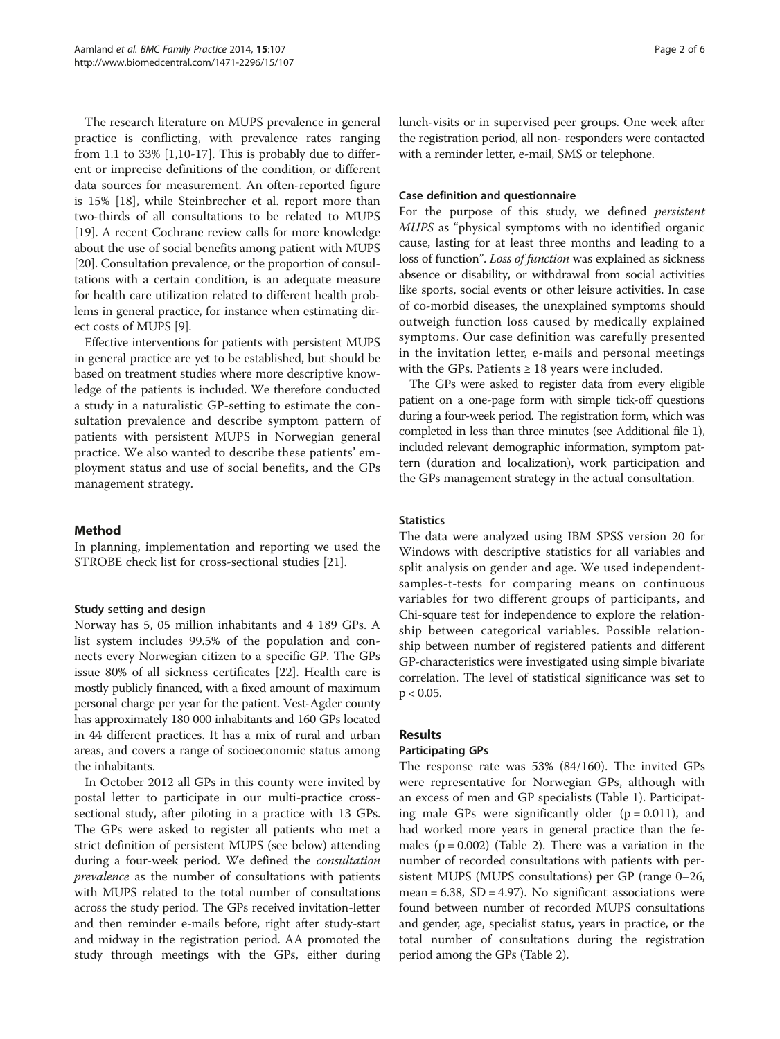The research literature on MUPS prevalence in general practice is conflicting, with prevalence rates ranging from 1.1 to 33% [1,10-17]. This is probably due to different or imprecise definitions of the condition, or different data sources for measurement. An often-reported figure is 15% [18], while Steinbrecher et al. report more than two-thirds of all consultations to be related to MUPS [19]. A recent Cochrane review calls for more knowledge about the use of social benefits among patient with MUPS [20]. Consultation prevalence, or the proportion of consultations with a certain condition, is an adequate measure for health care utilization related to different health problems in general practice, for instance when estimating direct costs of MUPS [9].

Effective interventions for patients with persistent MUPS in general practice are yet to be established, but should be based on treatment studies where more descriptive knowledge of the patients is included. We therefore conducted a study in a naturalistic GP-setting to estimate the consultation prevalence and describe symptom pattern of patients with persistent MUPS in Norwegian general practice. We also wanted to describe these patients' employment status and use of social benefits, and the GPs management strategy.

## Method

In planning, implementation and reporting we used the STROBE check list for cross-sectional studies [21].

### Study setting and design

Norway has 5, 05 million inhabitants and 4 189 GPs. A list system includes 99.5% of the population and connects every Norwegian citizen to a specific GP. The GPs issue 80% of all sickness certificates [22]. Health care is mostly publicly financed, with a fixed amount of maximum personal charge per year for the patient. Vest-Agder county has approximately 180 000 inhabitants and 160 GPs located in 44 different practices. It has a mix of rural and urban areas, and covers a range of socioeconomic status among the inhabitants.

In October 2012 all GPs in this county were invited by postal letter to participate in our multi-practice cross-sectional study, after piloting in a practice with 13 GPs. The GPs were asked to register all patients who met a strict definition of persistent MUPS (see below) attending during a four-week period. We defined the *consultation prevalence* as the number of consultations with patients with MUPS related to the total number of consultations across the study period. The GPs received invitation-letter and then reminder e-mails before, right after study-start and midway in the registration period. AA promoted the study through meetings with the GPs, either during lunch-visits or in supervised peer groups. One week after the registration period, all non- responders were contacted with a reminder letter, e-mail, SMS or telephone.

### Case definition and questionnaire

For the purpose of this study, we defined *persistent MUPS* as "physical symptoms with no identified organic cause, lasting for at least three months and leading to a loss of function". *Loss of function* was explained as sickness absence or disability, or withdrawal from social activities like sports, social events or other leisure activities. In case of co-morbid diseases, the unexplained symptoms should outweigh function loss caused by medically explained symptoms. Our case definition was carefully presented in the invitation letter, e-mails and personal meetings with the GPs. Patients ≥ 18 years were included.

The GPs were asked to register data from every eligible patient on a one-page form with simple tick-off questions during a four-week period. The registration form, which was completed in less than three minutes (see Additional file 1), included relevant demographic information, symptom pattern (duration and localization), work participation and the GPs management strategy in the actual consultation.

### Statistics

The data were analyzed using IBM SPSS version 20 for Windows with descriptive statistics for all variables and split analysis on gender and age. We used independent-samples-t-tests for comparing means on continuous variables for two different groups of participants, and Chi-square test for independence to explore the relationship between categorical variables. Possible relationship between number of registered patients and different GP-characteristics were investigated using simple bivariate correlation. The level of statistical significance was set to $p < 0.05$.

## Results

### Participating GPs

The response rate was 53% (84/160). The invited GPs were representative for Norwegian GPs, although with an excess of men and GP specialists (Table 1). Participating male GPs were significantly older ($p = 0.011$), and had worked more years in general practice than the females ($p = 0.002$) (Table 2). There was a variation in the number of recorded consultations with patients with persistent MUPS (MUPS consultations) per GP (range 0–26, mean = 6.38, SD = 4.97). No significant associations were found between number of recorded MUPS consultations and gender, age, specialist status, years in practice, or the total number of consultations during the registration period among the GPs (Table 2).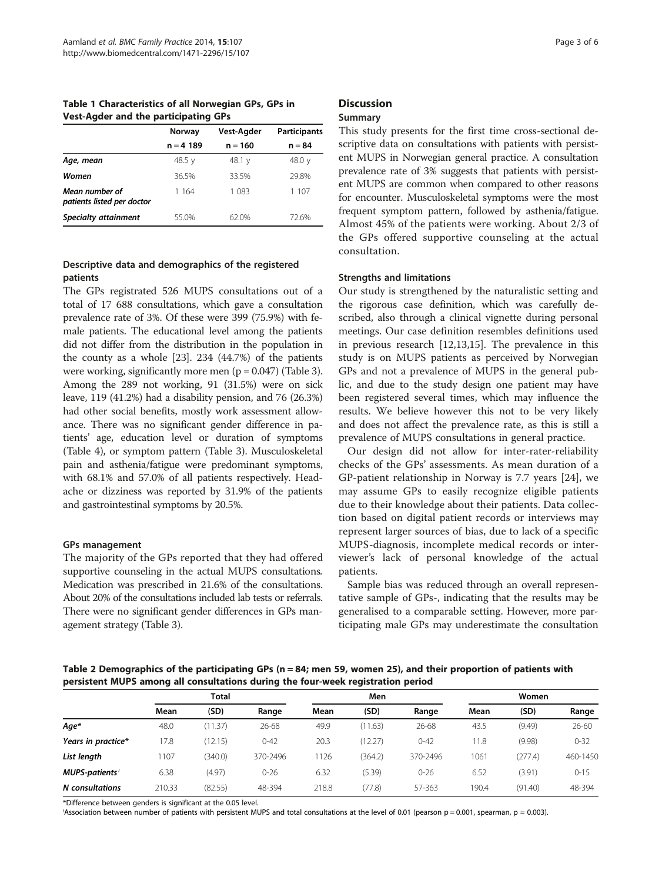**Table 1 Characteristics of all Norwegian GPs, GPs in Vest-Agder and the participating GPs**

| | Norway | Vest-Agder | Participants |
|---|---|---|---|
| | n = 4 189 | n = 160 | n = 84 |
| *Age, mean* | 48.5 y | 48.1 y | 48.0 y |
| *Women* | 36.5% | 33.5% | 29.8% |
| *Mean number of patients listed per doctor* | 1 164 | 1 083 | 1 107 |
| *Specialty attainment* | 55.0% | 62.0% | 72.6% |

### Descriptive data and demographics of the registered patients

The GPs registrated 526 MUPS consultations out of a total of 17 688 consultations, which gave a consultation prevalence rate of 3%. Of these were 399 (75.9%) with female patients. The educational level among the patients did not differ from the distribution in the population in the county as a whole [23]. 234 (44.7%) of the patients were working, significantly more men ($p = 0.047$) (Table 3). Among the 289 not working, 91 (31.5%) were on sick leave, 119 (41.2%) had a disability pension, and 76 (26.3%) had other social benefits, mostly work assessment allowance. There was no significant gender difference in patients' age, education level or duration of symptoms (Table 4), or symptom pattern (Table 3). Musculoskeletal pain and asthenia/fatigue were predominant symptoms, with 68.1% and 57.0% of all patients respectively. Headache or dizziness was reported by 31.9% of the patients and gastrointestinal symptoms by 20.5%.

### GPs management

The majority of the GPs reported that they had offered supportive counseling in the actual MUPS consultations. Medication was prescribed in 21.6% of the consultations. About 20% of the consultations included lab tests or referrals. There were no significant gender differences in GPs management strategy (Table 3).

## Discussion

### Summary

This study presents for the first time cross-sectional descriptive data on consultations with patients with persistent MUPS in Norwegian general practice. A consultation prevalence rate of 3% suggests that patients with persistent MUPS are common when compared to other reasons for encounter. Musculoskeletal symptoms were the most frequent symptom pattern, followed by asthenia/fatigue. Almost 45% of the patients were working. About 2/3 of the GPs offered supportive counseling at the actual consultation.

### Strengths and limitations

Our study is strengthened by the naturalistic setting and the rigorous case definition, which was carefully described, also through a clinical vignette during personal meetings. Our case definition resembles definitions used in previous research [12,13,15]. The prevalence in this study is on MUPS patients as perceived by Norwegian GPs and not a prevalence of MUPS in the general public, and due to the study design one patient may have been registered several times, which may influence the results. We believe however this not to be very likely and does not affect the prevalence rate, as this is still a prevalence of MUPS consultations in general practice.

Our design did not allow for inter-rater-reliability checks of the GPs' assessments. As mean duration of a GP-patient relationship in Norway is 7.7 years [24], we may assume GPs to easily recognize eligible patients due to their knowledge about their patients. Data collection based on digital patient records or interviews may represent larger sources of bias, due to lack of a specific MUPS-diagnosis, incomplete medical records or interviewer's lack of personal knowledge of the actual patients.

Sample bias was reduced through an overall representative sample of GPs-, indicating that the results may be generalised to a comparable setting. However, more participating male GPs may underestimate the consultation

**Table 2 Demographics of the participating GPs (n = 84; men 59, women 25), and their proportion of patients with persistent MUPS among all consultations during the four-week registration period**

| | Total | | | Men | | | Women | | |
|---|---|---|---|---|---|---|---|---|---|
| | Mean | (SD) | Range | Mean | (SD) | Range | Mean | (SD) | Range |
| *Age\** | 48.0 | (11.37) | 26-68 | 49.9 | (11.63) | 26-68 | 43.5 | (9.49) | 26-60 |
| *Years in practice\** | 17.8 | (12.15) | 0-42 | 20.3 | (12.27) | 0-42 | 11.8 | (9.98) | 0-32 |
| *List length* | 1107 | (340.0) | 370-2496 | 1126 | (364.2) | 370-2496 | 1061 | (277.4) | 460-1450 |
| *MUPS-patients*[ǀ] | 6.38 | (4.97) | 0-26 | 6.32 | (5.39) | 0-26 | 6.52 | (3.91) | 0-15 |
| *N consultations* | 210.33 | (82.55) | 48-394 | 218.8 | (77.8) | 57-363 | 190.4 | (91.40) | 48-394 |

\*Difference between genders is significant at the 0.05 level.
[ǀ]Association between number of patients with persistent MUPS and total consultations at the level of 0.01 (pearson $p = 0.001$, spearman, $p = 0.003$).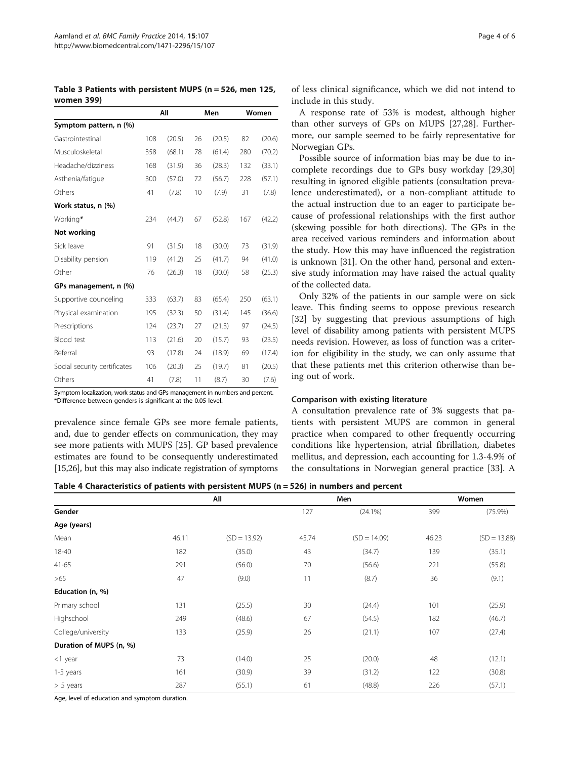**Table 3 Patients with persistent MUPS (n = 526, men 125, women 399)**

| | All | | Men | | Women | |
|---|---|---|---|---|---|---|
| **Symptom pattern, n (%)** | | | | | | |
| Gastrointestinal | 108 | (20.5) | 26 | (20.5) | 82 | (20.6) |
| Musculoskeletal | 358 | (68.1) | 78 | (61.4) | 280 | (70.2) |
| Headache/dizziness | 168 | (31.9) | 36 | (28.3) | 132 | (33.1) |
| Asthenia/fatigue | 300 | (57.0) | 72 | (56.7) | 228 | (57.1) |
| Others | 41 | (7.8) | 10 | (7.9) | 31 | (7.8) |
| **Work status, n (%)** | | | | | | |
| Working* | 234 | (44.7) | 67 | (52.8) | 167 | (42.2) |
| **Not working** | | | | | | |
| Sick leave | 91 | (31.5) | 18 | (30.0) | 73 | (31.9) |
| Disability pension | 119 | (41.2) | 25 | (41.7) | 94 | (41.0) |
| Other | 76 | (26.3) | 18 | (30.0) | 58 | (25.3) |
| **GPs management, n (%)** | | | | | | |
| Supportive counceling | 333 | (63.7) | 83 | (65.4) | 250 | (63.1) |
| Physical examination | 195 | (32.3) | 50 | (31.4) | 145 | (36.6) |
| Prescriptions | 124 | (23.7) | 27 | (21.3) | 97 | (24.5) |
| Blood test | 113 | (21.6) | 20 | (15.7) | 93 | (23.5) |
| Referral | 93 | (17.8) | 24 | (18.9) | 69 | (17.4) |
| Social security certificates | 106 | (20.3) | 25 | (19.7) | 81 | (20.5) |
| Others | 41 | (7.8) | 11 | (8.7) | 30 | (7.6) |

Symptom localization, work status and GPs management in numbers and percent.
*Difference between genders is significant at the 0.05 level.

prevalence since female GPs see more female patients, and, due to gender effects on communication, they may see more patients with MUPS [25]. GP based prevalence estimates are found to be consequently underestimated [15,26], but this may also indicate registration of symptoms of less clinical significance, which we did not intend to include in this study.

A response rate of 53% is modest, although higher than other surveys of GPs on MUPS [27,28]. Furthermore, our sample seemed to be fairly representative for Norwegian GPs.

Possible source of information bias may be due to incomplete recordings due to GPs busy workday [29,30] resulting in ignored eligible patients (consultation prevalence underestimated), or a non-compliant attitude to the actual instruction due to an eager to participate because of professional relationships with the first author (skewing possible for both directions). The GPs in the area received various reminders and information about the study. How this may have influenced the registration is unknown [31]. On the other hand, personal and extensive study information may have raised the actual quality of the collected data.

Only 32% of the patients in our sample were on sick leave. This finding seems to oppose previous research [32] by suggesting that previous assumptions of high level of disability among patients with persistent MUPS needs revision. However, as loss of function was a criterion for eligibility in the study, we can only assume that that these patients met this criterion otherwise than being out of work.

### Comparison with existing literature

A consultation prevalence rate of 3% suggests that patients with persistent MUPS are common in general practice when compared to other frequently occurring conditions like hypertension, atrial fibrillation, diabetes mellitus, and depression, each accounting for 1.3-4.9% of the consultations in Norwegian general practice [33]. A

**Table 4 Characteristics of patients with persistent MUPS (n = 526) in numbers and percent**

| | All | | Men | | Women | |
|---|---|---|---|---|---|---|
| **Gender** | | | 127 | (24.1%) | 399 | (75.9%) |
| **Age (years)** | | | | | | |
| Mean | 46.11 | (SD = 13.92) | 45.74 | (SD = 14.09) | 46.23 | (SD = 13.88) |
| 18-40 | 182 | (35.0) | 43 | (34.7) | 139 | (35.1) |
| 41-65 | 291 | (56.0) | 70 | (56.6) | 221 | (55.8) |
| >65 | 47 | (9.0) | 11 | (8.7) | 36 | (9.1) |
| **Education (n, %)** | | | | | | |
| Primary school | 131 | (25.5) | 30 | (24.4) | 101 | (25.9) |
| Highschool | 249 | (48.6) | 67 | (54.5) | 182 | (46.7) |
| College/university | 133 | (25.9) | 26 | (21.1) | 107 | (27.4) |
| **Duration of MUPS (n, %)** | | | | | | |
| <1 year | 73 | (14.0) | 25 | (20.0) | 48 | (12.1) |
| 1-5 years | 161 | (30.9) | 39 | (31.2) | 122 | (30.8) |
| > 5 years | 287 | (55.1) | 61 | (48.8) | 226 | (57.1) |

Age, level of education and symptom duration.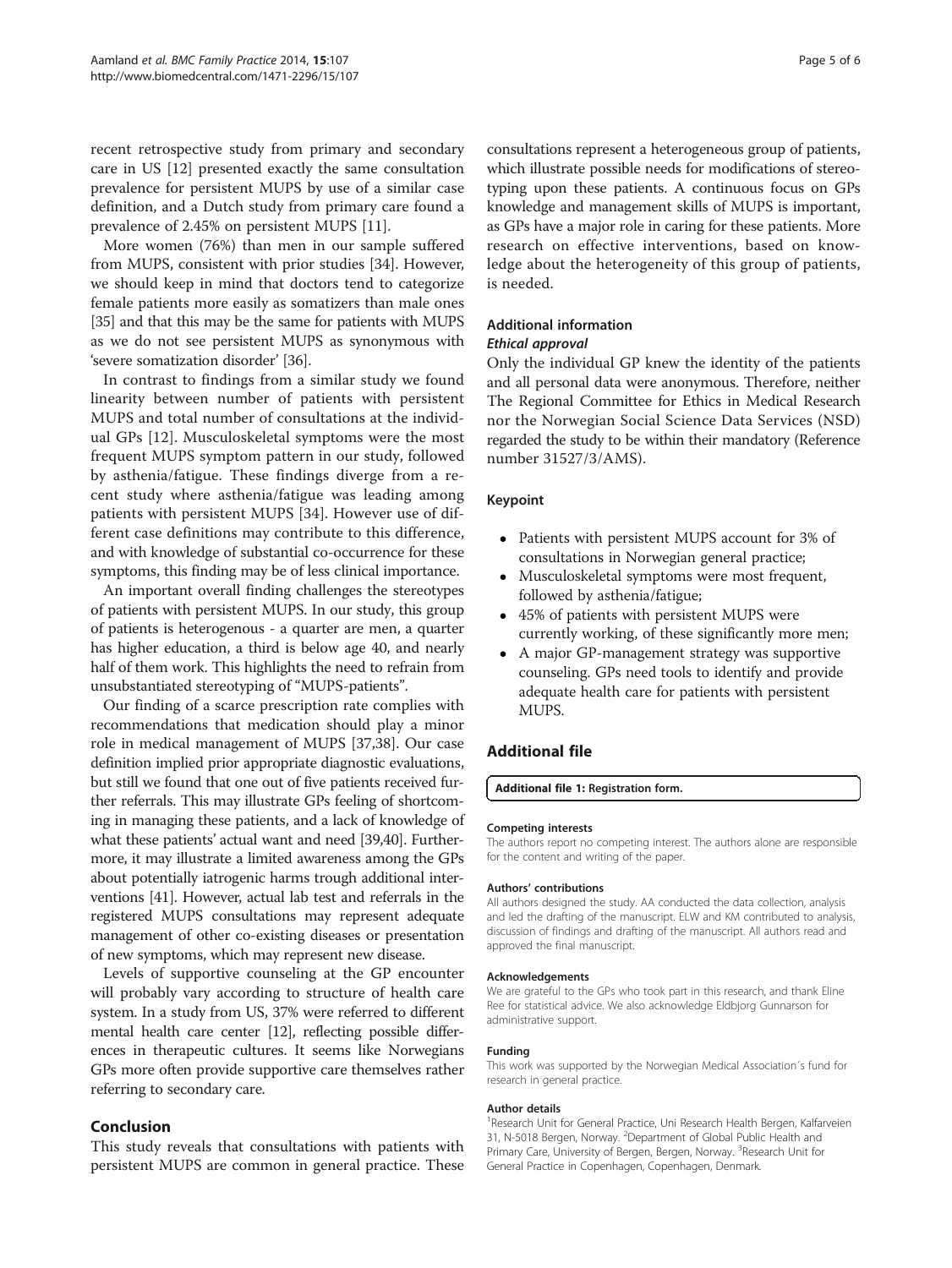recent retrospective study from primary and secondary care in US [12] presented exactly the same consultation prevalence for persistent MUPS by use of a similar case definition, and a Dutch study from primary care found a prevalence of 2.45% on persistent MUPS [11].

More women (76%) than men in our sample suffered from MUPS, consistent with prior studies [34]. However, we should keep in mind that doctors tend to categorize female patients more easily as somatizers than male ones [35] and that this may be the same for patients with MUPS as we do not see persistent MUPS as synonymous with 'severe somatization disorder' [36].

In contrast to findings from a similar study we found linearity between number of patients with persistent MUPS and total number of consultations at the individual GPs [12]. Musculoskeletal symptoms were the most frequent MUPS symptom pattern in our study, followed by asthenia/fatigue. These findings diverge from a recent study where asthenia/fatigue was leading among patients with persistent MUPS [34]. However use of different case definitions may contribute to this difference, and with knowledge of substantial co-occurrence for these symptoms, this finding may be of less clinical importance.

An important overall finding challenges the stereotypes of patients with persistent MUPS. In our study, this group of patients is heterogenous - a quarter are men, a quarter has higher education, a third is below age 40, and nearly half of them work. This highlights the need to refrain from unsubstantiated stereotyping of "MUPS-patients".

Our finding of a scarce prescription rate complies with recommendations that medication should play a minor role in medical management of MUPS [37,38]. Our case definition implied prior appropriate diagnostic evaluations, but still we found that one out of five patients received further referrals. This may illustrate GPs feeling of shortcoming in managing these patients, and a lack of knowledge of what these patients' actual want and need [39,40]. Furthermore, it may illustrate a limited awareness among the GPs about potentially iatrogenic harms trough additional interventions [41]. However, actual lab test and referrals in the registered MUPS consultations may represent adequate management of other co-existing diseases or presentation of new symptoms, which may represent new disease.

Levels of supportive counseling at the GP encounter will probably vary according to structure of health care system. In a study from US, 37% were referred to different mental health care center [12], reflecting possible differences in therapeutic cultures. It seems like Norwegians GPs more often provide supportive care themselves rather referring to secondary care.

## Conclusion

This study reveals that consultations with patients with persistent MUPS are common in general practice. These consultations represent a heterogeneous group of patients, which illustrate possible needs for modifications of stereotyping upon these patients. A continuous focus on GPs knowledge and management skills of MUPS is important, as GPs have a major role in caring for these patients. More research on effective interventions, based on knowledge about the heterogeneity of this group of patients, is needed.

### Additional information

#### *Ethical approval*

Only the individual GP knew the identity of the patients and all personal data were anonymous. Therefore, neither The Regional Committee for Ethics in Medical Research nor the Norwegian Social Science Data Services (NSD) regarded the study to be within their mandatory (Reference number 31527/3/AMS).

### Keypoint

- Patients with persistent MUPS account for 3% of consultations in Norwegian general practice;
- Musculoskeletal symptoms were most frequent, followed by asthenia/fatigue;
- 45% of patients with persistent MUPS were currently working, of these significantly more men;
- A major GP-management strategy was supportive counseling. GPs need tools to identify and provide adequate health care for patients with persistent MUPS.

## Additional file

**Additional file 1: Registration form.**

#### Competing interests

The authors report no competing interest. The authors alone are responsible for the content and writing of the paper.

#### Authors' contributions

All authors designed the study. AA conducted the data collection, analysis and led the drafting of the manuscript. ELW and KM contributed to analysis, discussion of findings and drafting of the manuscript. All authors read and approved the final manuscript.

#### Acknowledgements

We are grateful to the GPs who took part in this research, and thank Eline Ree for statistical advice. We also acknowledge Eldbjorg Gunnarson for administrative support.

#### Funding

This work was supported by the Norwegian Medical Association´s fund for research in general practice.

#### Author details

[1]Research Unit for General Practice, Uni Research Health Bergen, Kalfarveien 31, N-5018 Bergen, Norway. [2]Department of Global Public Health and Primary Care, University of Bergen, Bergen, Norway. [3]Research Unit for General Practice in Copenhagen, Copenhagen, Denmark.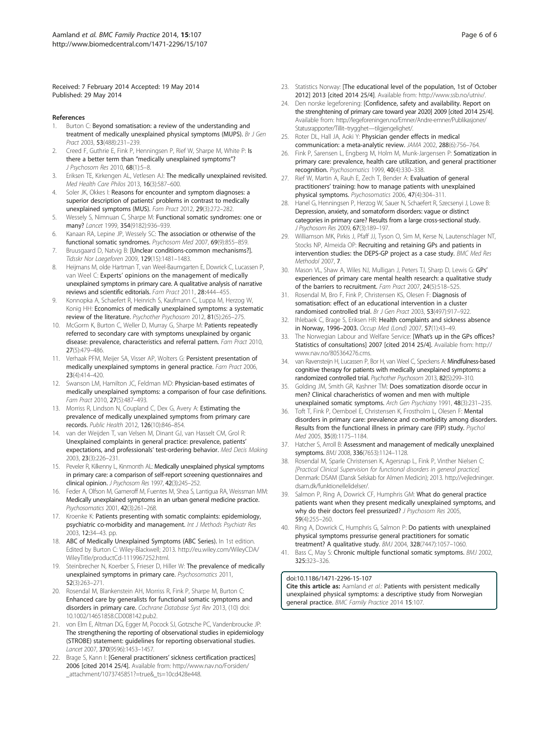Received: 7 February 2014 Accepted: 19 May 2014
Published: 29 May 2014

## References

1. Burton C: **Beyond somatisation: a review of the understanding and treatment of medically unexplained physical symptoms (MUPS).** *Br J Gen Pract* 2003, **53**(488):231–239.
2. Creed F, Guthrie E, Fink P, Henningsen P, Rief W, Sharpe M, White P: **Is there a better term than "medically unexplained symptoms"?** *J Psychosom Res* 2010, **68**(1):5–8.
3. Eriksen TE, Kirkengen AL, Vetlesen AJ: **The medically unexplained revisited.** *Med Health Care Philos* 2013, **16**(3):587–600.
4. Soler JK, Okkes I: **Reasons for encounter and symptom diagnoses: a superior description of patients' problems in contrast to medically unexplained symptoms (MUS).** *Fam Pract* 2012, **29**(3):272–282.
5. Wessely S, Nimnuan C, Sharpe M: **Functional somatic syndromes: one or many?** *Lancet* 1999, **354**(9182):936–939.
6. Kanaan RA, Lepine JP, Wessely SC: **The association or otherwise of the functional somatic syndromes.** *Psychosom Med* 2007, **69**(9):855–859.
7. Bruusgaard D, Natvig B: **[Unclear conditions-common mechanisms?].** *Tidsskr Nor Laegeforen* 2009, **129**(15):1481–1483.
8. Heijmans M, olde Hartman T, van Weel-Baumgarten E, Dowrick C, Lucassen P, van Weel C: **Experts' opinions on the management of medically unexplained symptoms in primary care. A qualitative analysis of narrative reviews and scientific editorials.** *Fam Pract* 2011, **28**:444–455.
9. Konnopka A, Schaefert R, Heinrich S, Kaufmann C, Luppa M, Herzog W, Konig HH: **Economics of medically unexplained symptoms: a systematic review of the literature.** *Psychother Psychosom* 2012, **81**(5):265–275.
10. McGorm K, Burton C, Weller D, Murray G, Sharpe M: **Patients repeatedly referred to secondary care with symptoms unexplained by organic disease: prevalence, characteristics and referral pattern.** *Fam Pract* 2010, **27**(5):479–486.
11. Verhaak PFM, Meijer SA, Visser AP, Wolters G: **Persistent presentation of medically unexplained symptoms in general practice.** *Fam Pract* 2006, **23**(4):414–420.
12. Swanson LM, Hamilton JC, Feldman MD: **Physician-based estimates of medically unexplained symptoms: a comparison of four case definitions.** *Fam Pract* 2010, **27**(5):487–493.
13. Morriss R, Lindson N, Coupland C, Dex G, Avery A: **Estimating the prevalence of medically unexplained symptoms from primary care records.** *Public Health* 2012, **126**(10):846–854.
14. van der Weijden T, van Velsen M, Dinant GJ, van Hasselt CM, Grol R: **Unexplained complaints in general practice: prevalence, patients' expectations, and professionals' test-ordering behavior.** *Med Decis Making* 2003, **23**(3):226–231.
15. Peveler R, Kilkenny L, Kinmonth AL: **Medically unexplained physical symptoms in primary care: a comparison of self-report screening questionnaires and clinical opinion.** *J Psychosom Res* 1997, **42**(3):245–252.
16. Feder A, Olfson M, Gameroff M, Fuentes M, Shea S, Lantigua RA, Weissman MM: **Medically unexplained symptoms in an urban general medicine practice.** *Psychosomatics* 2001, **42**(3):261–268.
17. Kroenke K: **Patients presenting with somatic complaints: epidemiology, psychiatric co-morbidity and management.** *Int J Methods Psychiatr Res* 2003, **12**:34–43. pp.
18. **ABC of Medically Unexplained Symptoms (ABC Series).** In 1st edition. Edited by Burton C: Wiley-Blackwell; 2013. http://eu.wiley.com/WileyCDA/WileyTitle/productCd-1119967252.html.
19. Steinbrecher N, Koerber S, Frieser D, Hiller W: **The prevalence of medically unexplained symptoms in primary care.** *Psychosomatics* 2011, **52**(3):263–271.
20. Rosendal M, Blankenstein AH, Morriss R, Fink P, Sharpe M, Burton C: **Enhanced care by generalists for functional somatic symptoms and disorders in primary care.** *Cochrane Database Syst Rev* 2013, (10) doi: 10.1002/14651858.CD008142.pub2.
21. von Elm E, Altman DG, Egger M, Pocock SJ, Gotzsche PC, Vandenbroucke JP: **The strengthening the reporting of observational studies in epidemiology (STROBE) statement: guidelines for reporting observational studies.** *Lancet* 2007, **370**(9596):1453–1457.
22. Brage S, Kann I: **[General practitioners' sickness certification practices]** 2006 [cited 2014 25/4]. Available from: http://www.nav.no/Forsiden/_attachment/1073745851?=true&_ts=10cd428e448.
23. Statistics Norway: **[The educational level of the population, 1st of October 2012] 2013** [cited 2014 25/4]. Available from: http://www.ssb.no/utniv/.
24. Den norske legeforening: **[Confidence, safety and availability. Report on the strenghtening of primary care toward year 2020] 2009** [cited 2014 25/4]. Available from: http://legeforeningen.no/Emner/Andre-emner/Publikasjoner/Statusrapporter/Tillit–trygghet—tilgjengelighet/.
25. Roter DL, Hall JA, Aoki Y: **Physician gender effects in medical communication: a meta-analytic review.** *JAMA* 2002, **288**(6):756–764.
26. Fink P, Sarensen L, Engberg M, Holm M, Munk-Jargensen P: **Somatization in primary care: prevalence, health care utilization, and general practitioner recognition.** *Psychosomatics* 1999, **40**(4):330–338.
27. Rief W, Martin A, Rauh E, Zech T, Bender A: **Evaluation of general practitioners' training: how to manage patients with unexplained physical symptoms.** *Psychosomatics* 2006, **47**(4):304–311.
28. Hanel G, Henningsen P, Herzog W, Sauer N, Schaefert R, Szecsenyi J, Lowe B: **Depression, anxiety, and somatoform disorders: vague or distinct categories in primary care? Results from a large cross-sectional study.** *J Psychosom Res* 2009, **67**(3):189–197.
29. Williamson MK, Pirkis J, Pfaff JJ, Tyson O, Sim M, Kerse N, Lautenschlager NT, Stocks NP, Almeida OP: **Recruiting and retaining GPs and patients in intervention studies: the DEPS-GP project as a case study.** *BMC Med Res Methodol* 2007, **7**.
30. Mason VL, Shaw A, Wiles NJ, Mulligan J, Peters TJ, Sharp D, Lewis G: **GPs' experiences of primary care mental health research: a qualitative study of the barriers to recruitment.** *Fam Pract* 2007, **24**(5):518–525.
31. Rosendal M, Bro F, Fink P, Christensen KS, Olesen F: **Diagnosis of somatisation: effect of an educational intervention in a cluster randomised controlled trial.** *Br J Gen Pract* 2003, **53**(497):917–922.
32. Ihlebaek C, Brage S, Eriksen HR: **Health complaints and sickness absence in Norway, 1996–2003.** *Occup Med (Lond)* 2007, **57**(1):43–49.
33. The Norwegian Labour and Welfare Service: **[What's up in the GPs offices? Statistics of consultations] 2007** [cited 2014 25/4]. Available from: http://www.nav.no/805364276.cms.
34. van Ravensteijn H, Lucassen P, Bor H, van Weel C, Speckens A: **Mindfulness-based cognitive therapy for patients with medically unexplained symptoms: a randomized controlled trial.** *Psychother Psychosom* 2013, **82**(5):299–310.
35. Golding JM, Smith GR, Kashner TM: **Does somatization disorde occur in men? Clinical charachéristics of women and men with multiple unexplained somatic symptoms.** *Arch Gen Psychiatry* 1991, **48**(3):231–235.
36. Toft T, Fink P, Oernboel E, Christensen K, Frostholm L, Olesen F: **Mental disorders in primary care: prevalence and co-morbidity among disorders. Results from the functional illness in primary care (FIP) study.** *Psychol Med* 2005, **35**(8):1175–1184.
37. Hatcher S, Arroll B: **Assessment and management of medically unexplained symptoms.** *BMJ* 2008, **336**(7653):1124–1128.
38. Rosendal M, Sparle Christensen K, Agersnap L, Fink P, Vinther Nielsen C: *[Practical Clinical Supervision for functional disorders in general practice]*. Denmark: DSAM (Dansk Selskab for Almen Medicin); 2013. http://vejledninger.dsam.dk/funktionellelidelser/.
39. Salmon P, Ring A, Dowrick CF, Humphris GM: **What do general practice patients want when they present medically unexplained symptoms, and why do their doctors feel pressurized?** *J Psychosom Res* 2005, **59**(4):255–260.
40. Ring A, Dowrick C, Humphris G, Salmon P: **Do patients with unexplained physical symptoms pressurise general practitioners for somatic treatment? A qualitative study.** *BMJ* 2004, **328**(7447):1057–1060.
41. Bass C, May S: **Chronic multiple functional somatic symptoms.** *BMJ* 2002, **325**:323–326.

doi:10.1186/1471-2296-15-107
**Cite this article as:** Aamland *et al.*: Patients with persistent medically unexplained physical symptoms: a descriptive study from Norwegian general practice. *BMC Family Practice* 2014 **15**:107.